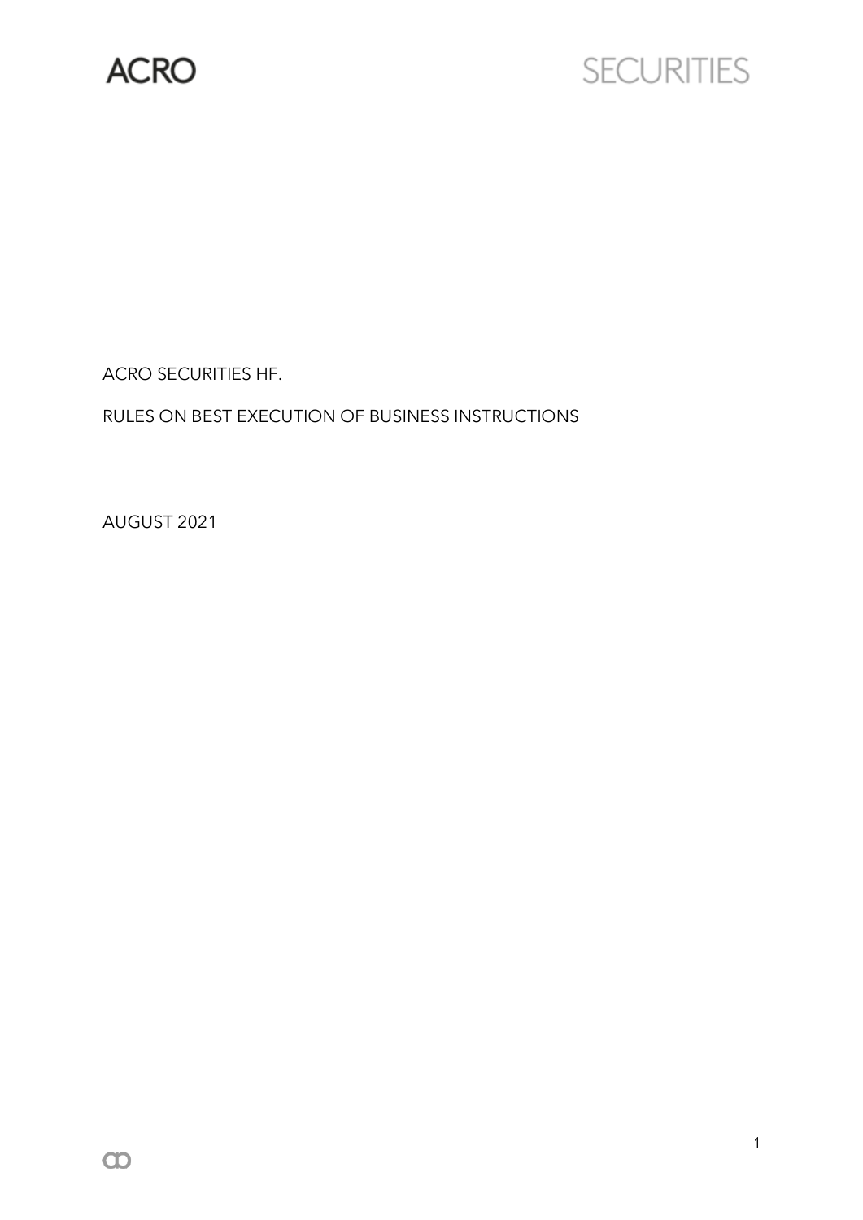ACRO SECURITIES

ACRO SECURITIES HF.

RULES ON BEST EXECUTION OF BUSINESS INSTRUCTIONS

AUGUST 2021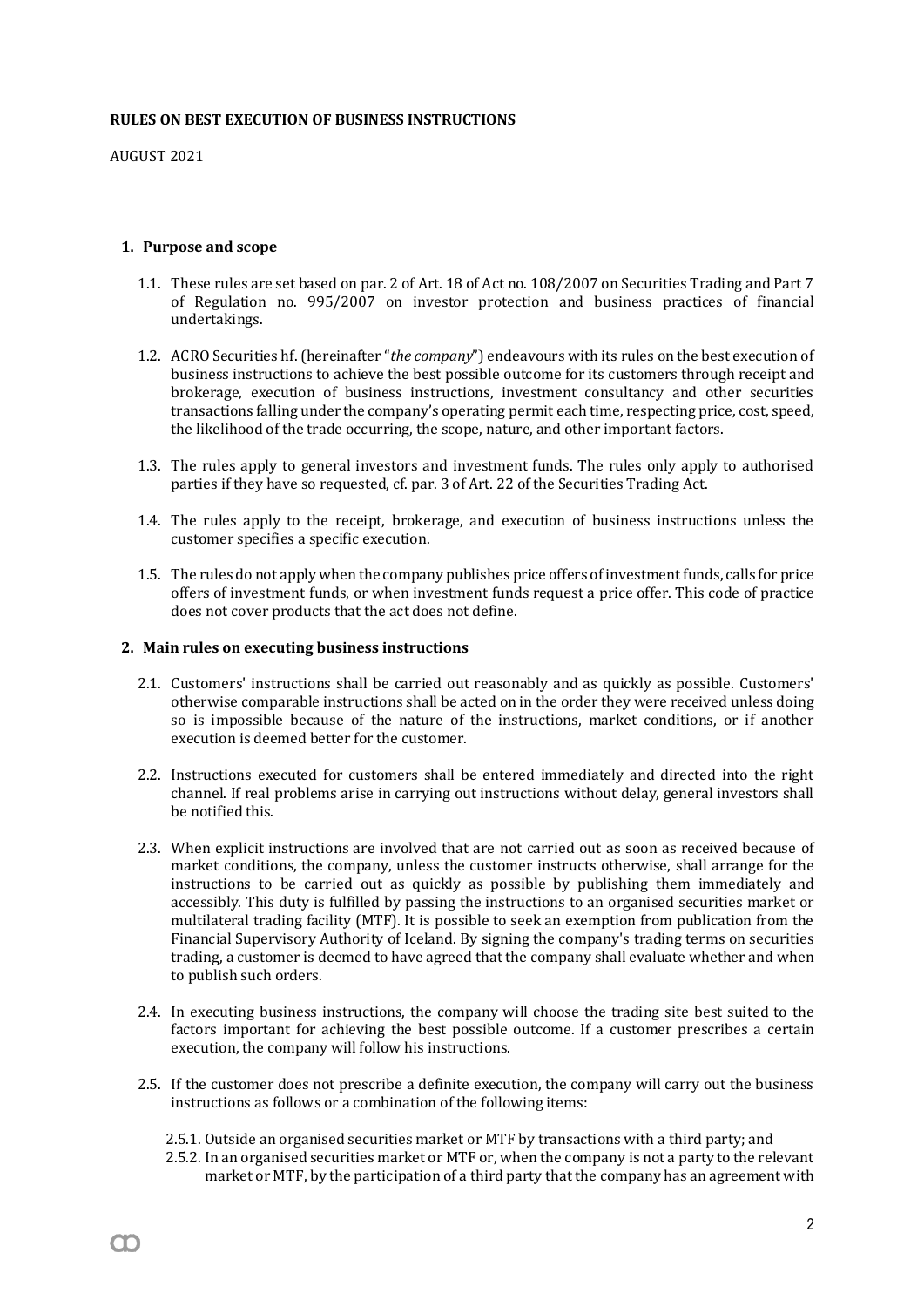**RULES ON BEST EXECUTION OF BUSINESS INSTRUCTIONS**

AUGUST 2021

## 1. Purpose and scope

1.1. These rules are set based on par. 2 of Art. 18 of Act no. 108/2007 on Securities Trading and Part 7 of Regulation no. 995/2007 on investor protection and business practices of financial undertakings.

1.2. ACRO Securities hf. (hereinafter "*the company*") endeavours with its rules on the best execution of business instructions to achieve the best possible outcome for its customers through receipt and brokerage, execution of business instructions, investment consultancy and other securities transactions falling under the company's operating permit each time, respecting price, cost, speed, the likelihood of the trade occurring, the scope, nature, and other important factors.

1.3. The rules apply to general investors and investment funds. The rules only apply to authorised parties if they have so requested, cf. par. 3 of Art. 22 of the Securities Trading Act.

1.4. The rules apply to the receipt, brokerage, and execution of business instructions unless the customer specifies a specific execution.

1.5. The rules do not apply when the company publishes price offers of investment funds, calls for price offers of investment funds, or when investment funds request a price offer. This code of practice does not cover products that the act does not define.

## 2. Main rules on executing business instructions

2.1. Customers' instructions shall be carried out reasonably and as quickly as possible. Customers' otherwise comparable instructions shall be acted on in the order they were received unless doing so is impossible because of the nature of the instructions, market conditions, or if another execution is deemed better for the customer.

2.2. Instructions executed for customers shall be entered immediately and directed into the right channel. If real problems arise in carrying out instructions without delay, general investors shall be notified this.

2.3. When explicit instructions are involved that are not carried out as soon as received because of market conditions, the company, unless the customer instructs otherwise, shall arrange for the instructions to be carried out as quickly as possible by publishing them immediately and accessibly. This duty is fulfilled by passing the instructions to an organised securities market or multilateral trading facility (MTF). It is possible to seek an exemption from publication from the Financial Supervisory Authority of Iceland. By signing the company's trading terms on securities trading, a customer is deemed to have agreed that the company shall evaluate whether and when to publish such orders.

2.4. In executing business instructions, the company will choose the trading site best suited to the factors important for achieving the best possible outcome. If a customer prescribes a certain execution, the company will follow his instructions.

2.5. If the customer does not prescribe a definite execution, the company will carry out the business instructions as follows or a combination of the following items:

2.5.1. Outside an organised securities market or MTF by transactions with a third party; and

2.5.2. In an organised securities market or MTF or, when the company is not a party to the relevant market or MTF, by the participation of a third party that the company has an agreement with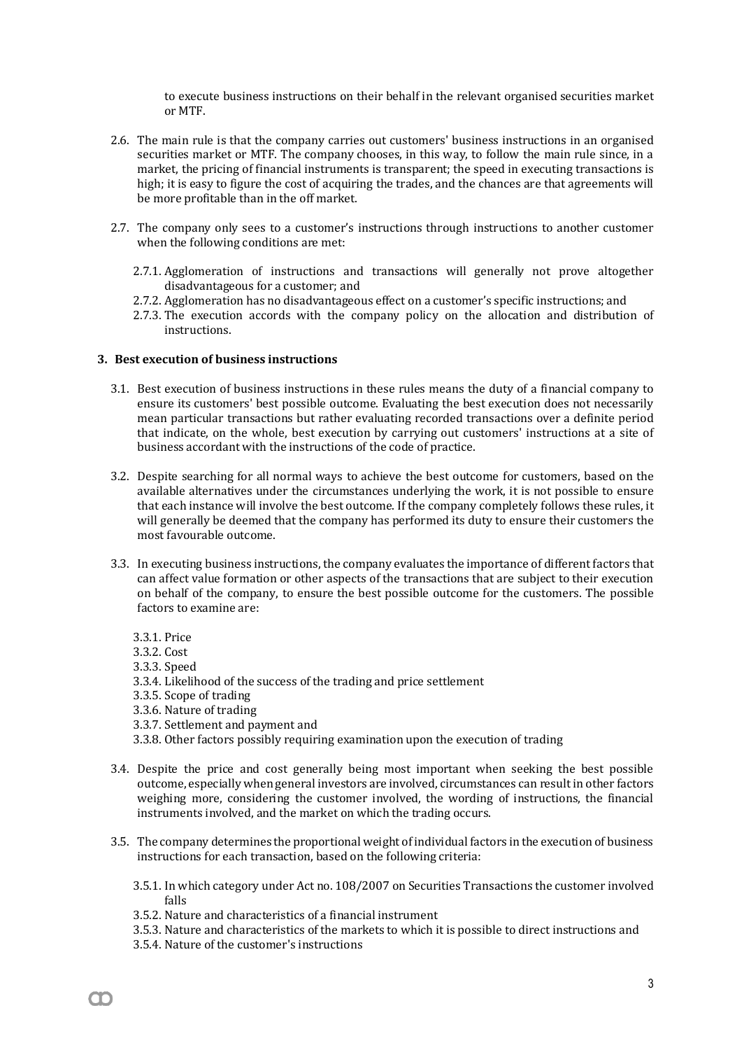to execute business instructions on their behalf in the relevant organised securities market or MTF.

2.6. The main rule is that the company carries out customers' business instructions in an organised securities market or MTF. The company chooses, in this way, to follow the main rule since, in a market, the pricing of financial instruments is transparent; the speed in executing transactions is high; it is easy to figure the cost of acquiring the trades, and the chances are that agreements will be more profitable than in the off market.

2.7. The company only sees to a customer's instructions through instructions to another customer when the following conditions are met:

   2.7.1. Agglomeration of instructions and transactions will generally not prove altogether disadvantageous for a customer; and
   2.7.2. Agglomeration has no disadvantageous effect on a customer's specific instructions; and
   2.7.3. The execution accords with the company policy on the allocation and distribution of instructions.

## 3. Best execution of business instructions

3.1. Best execution of business instructions in these rules means the duty of a financial company to ensure its customers' best possible outcome. Evaluating the best execution does not necessarily mean particular transactions but rather evaluating recorded transactions over a definite period that indicate, on the whole, best execution by carrying out customers' instructions at a site of business accordant with the instructions of the code of practice.

3.2. Despite searching for all normal ways to achieve the best outcome for customers, based on the available alternatives under the circumstances underlying the work, it is not possible to ensure that each instance will involve the best outcome. If the company completely follows these rules, it will generally be deemed that the company has performed its duty to ensure their customers the most favourable outcome.

3.3. In executing business instructions, the company evaluates the importance of different factors that can affect value formation or other aspects of the transactions that are subject to their execution on behalf of the company, to ensure the best possible outcome for the customers. The possible factors to examine are:

   3.3.1. Price
   3.3.2. Cost
   3.3.3. Speed
   3.3.4. Likelihood of the success of the trading and price settlement
   3.3.5. Scope of trading
   3.3.6. Nature of trading
   3.3.7. Settlement and payment and
   3.3.8. Other factors possibly requiring examination upon the execution of trading

3.4. Despite the price and cost generally being most important when seeking the best possible outcome, especially when general investors are involved, circumstances can result in other factors weighing more, considering the customer involved, the wording of instructions, the financial instruments involved, and the market on which the trading occurs.

3.5. The company determines the proportional weight of individual factors in the execution of business instructions for each transaction, based on the following criteria:

   3.5.1. In which category under Act no. 108/2007 on Securities Transactions the customer involved falls
   3.5.2. Nature and characteristics of a financial instrument
   3.5.3. Nature and characteristics of the markets to which it is possible to direct instructions and
   3.5.4. Nature of the customer's instructions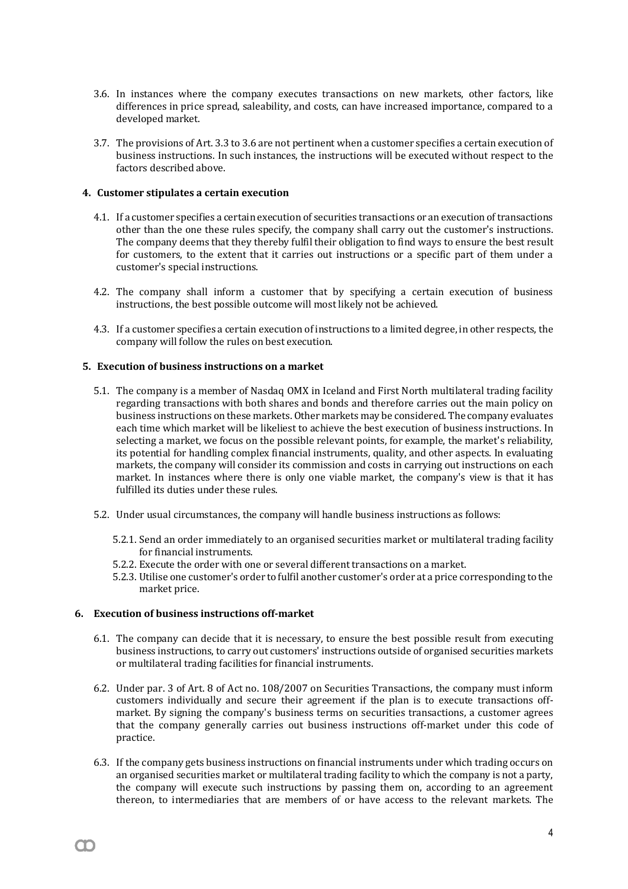3.6. In instances where the company executes transactions on new markets, other factors, like differences in price spread, saleability, and costs, can have increased importance, compared to a developed market.

3.7. The provisions of Art. 3.3 to 3.6 are not pertinent when a customer specifies a certain execution of business instructions. In such instances, the instructions will be executed without respect to the factors described above.

## 4. Customer stipulates a certain execution

4.1. If a customer specifies a certain execution of securities transactions or an execution of transactions other than the one these rules specify, the company shall carry out the customer's instructions. The company deems that they thereby fulfil their obligation to find ways to ensure the best result for customers, to the extent that it carries out instructions or a specific part of them under a customer's special instructions.

4.2. The company shall inform a customer that by specifying a certain execution of business instructions, the best possible outcome will most likely not be achieved.

4.3. If a customer specifies a certain execution of instructions to a limited degree, in other respects, the company will follow the rules on best execution.

## 5. Execution of business instructions on a market

5.1. The company is a member of Nasdaq OMX in Iceland and First North multilateral trading facility regarding transactions with both shares and bonds and therefore carries out the main policy on business instructions on these markets. Other markets may be considered. The company evaluates each time which market will be likeliest to achieve the best execution of business instructions. In selecting a market, we focus on the possible relevant points, for example, the market's reliability, its potential for handling complex financial instruments, quality, and other aspects. In evaluating markets, the company will consider its commission and costs in carrying out instructions on each market. In instances where there is only one viable market, the company's view is that it has fulfilled its duties under these rules.

5.2. Under usual circumstances, the company will handle business instructions as follows:

5.2.1. Send an order immediately to an organised securities market or multilateral trading facility for financial instruments.
5.2.2. Execute the order with one or several different transactions on a market.
5.2.3. Utilise one customer's order to fulfil another customer's order at a price corresponding to the market price.

## 6. Execution of business instructions off-market

6.1. The company can decide that it is necessary, to ensure the best possible result from executing business instructions, to carry out customers' instructions outside of organised securities markets or multilateral trading facilities for financial instruments.

6.2. Under par. 3 of Art. 8 of Act no. 108/2007 on Securities Transactions, the company must inform customers individually and secure their agreement if the plan is to execute transactions off-market. By signing the company's business terms on securities transactions, a customer agrees that the company generally carries out business instructions off-market under this code of practice.

6.3. If the company gets business instructions on financial instruments under which trading occurs on an organised securities market or multilateral trading facility to which the company is not a party, the company will execute such instructions by passing them on, according to an agreement thereon, to intermediaries that are members of or have access to the relevant markets. The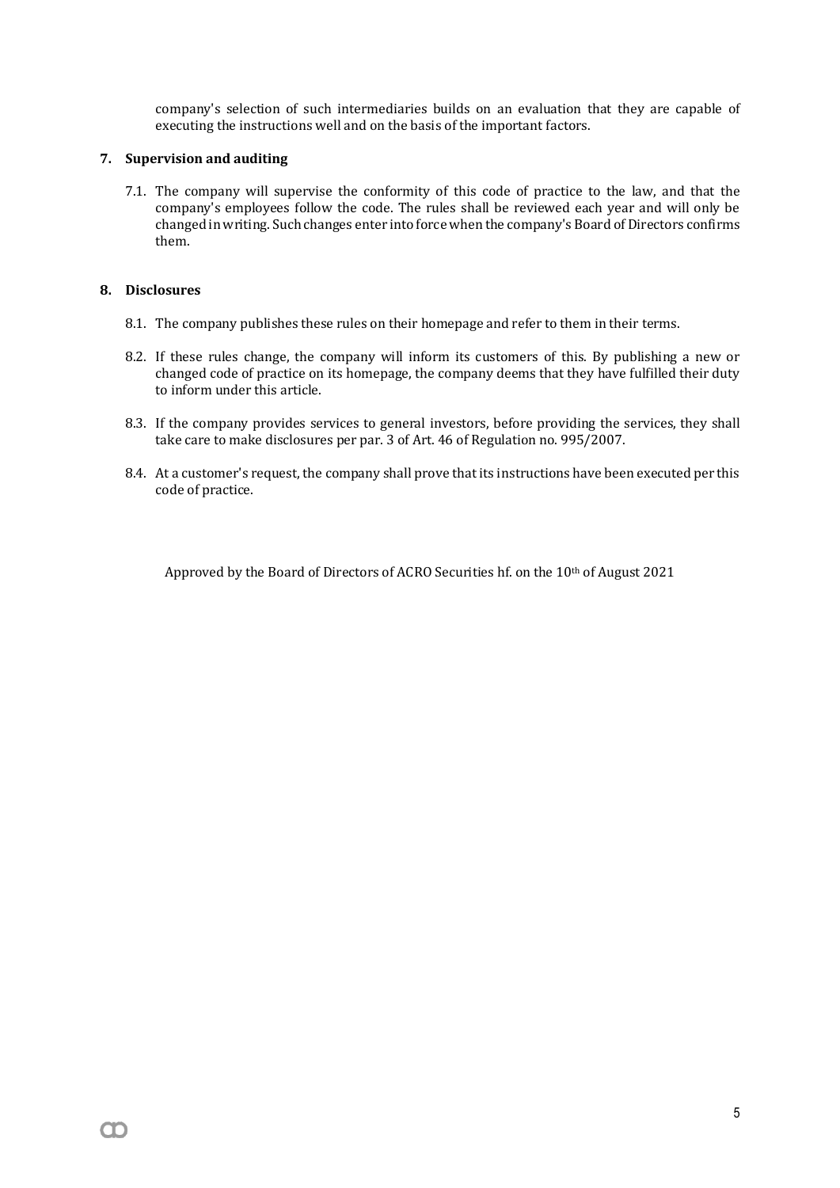company's selection of such intermediaries builds on an evaluation that they are capable of executing the instructions well and on the basis of the important factors.

## 7. Supervision and auditing

7.1. The company will supervise the conformity of this code of practice to the law, and that the company's employees follow the code. The rules shall be reviewed each year and will only be changed in writing. Such changes enter into force when the company's Board of Directors confirms them.

## 8. Disclosures

8.1. The company publishes these rules on their homepage and refer to them in their terms.

8.2. If these rules change, the company will inform its customers of this. By publishing a new or changed code of practice on its homepage, the company deems that they have fulfilled their duty to inform under this article.

8.3. If the company provides services to general investors, before providing the services, they shall take care to make disclosures per par. 3 of Art. 46 of Regulation no. 995/2007.

8.4. At a customer's request, the company shall prove that its instructions have been executed per this code of practice.

Approved by the Board of Directors of ACRO Securities hf. on the 10th of August 2021